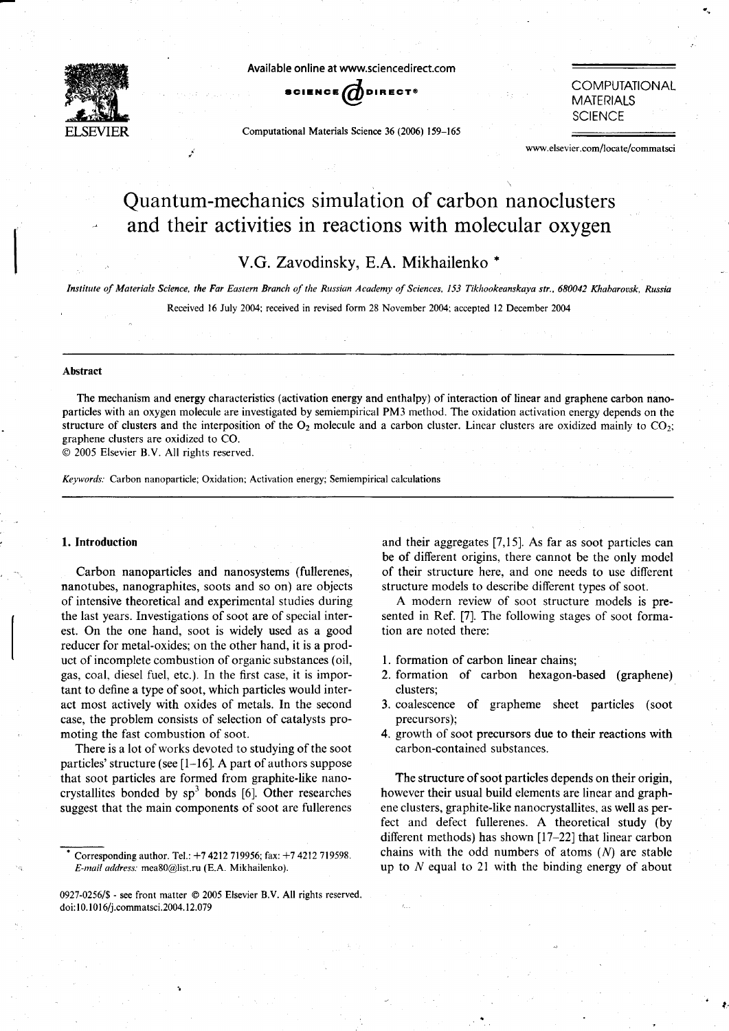# Quantum-mechanics simulation of carbon nanoclusters and their activities in reactions with molecular oxygen

V.G. Zavodinsky, E.A. Mikhailenko *

*Institute of Materials Science, the Far Eastern Branch of the Russian Academy of Sciences, 153 Tikhookeanskaya str., 680042 Khabarovsk, Russia*

Received 16 July 2004; received in revised form 28 November 2004; accepted 12 December 2004

## Abstract

The mechanism and energy characteristics (activation energy and enthalpy) of interaction of linear and graphene carbon nanoparticles with an oxygen molecule are investigated by semiempirical PM3 method. The oxidation activation energy depends on the structure of clusters and the interposition of the $O_2$ molecule and a carbon cluster. Linear clusters are oxidized mainly to $CO_2$; graphene clusters are oxidized to CO.

© 2005 Elsevier B.V. All rights reserved.

*Keywords:* Carbon nanoparticle; Oxidation; Activation energy; Semiempirical calculations

## 1. Introduction

Carbon nanoparticles and nanosystems (fullerenes, nanotubes, nanographites, soots and so on) are objects of intensive theoretical and experimental studies during the last years. Investigations of soot are of special interest. On the one hand, soot is widely used as a good reducer for metal-oxides; on the other hand, it is a product of incomplete combustion of organic substances (oil, gas, coal, diesel fuel, etc.). In the first case, it is important to define a type of soot, which particles would interact most actively with oxides of metals. In the second case, the problem consists of selection of catalysts promoting the fast combustion of soot.

There is a lot of works devoted to studying of the soot particles' structure (see [1–16]. A part of authors suppose that soot particles are formed from graphite-like nanocrystallites bonded by $sp^3$ bonds [6]. Other researches suggest that the main components of soot are fullerenes and their aggregates [7,15]. As far as soot particles can be of different origins, there cannot be the only model of their structure here, and one needs to use different structure models to describe different types of soot.

A modern review of soot structure models is presented in Ref. [7]. The following stages of soot formation are noted there:

1. formation of carbon linear chains;
2. formation of carbon hexagon-based (graphene) clusters;
3. coalescence of grapheme sheet particles (soot precursors);
4. growth of soot precursors due to their reactions with carbon-contained substances.

The structure of soot particles depends on their origin, however their usual build elements are linear and graphene clusters, graphite-like nanocrystallites, as well as perfect and defect fullerenes. A theoretical study (by different methods) has shown [17–22] that linear carbon chains with the odd numbers of atoms ($N$) are stable up to $N$ equal to 21 with the binding energy of about

\* Corresponding author. Tel.: +7 4212 719956; fax: +7 4212 719598. *E-mail address:* mea80@list.ru (E.A. Mikhailenko).

0927-0256/$ - see front matter © 2005 Elsevier B.V. All rights reserved. doi:10.1016/j.commatsci.2004.12.079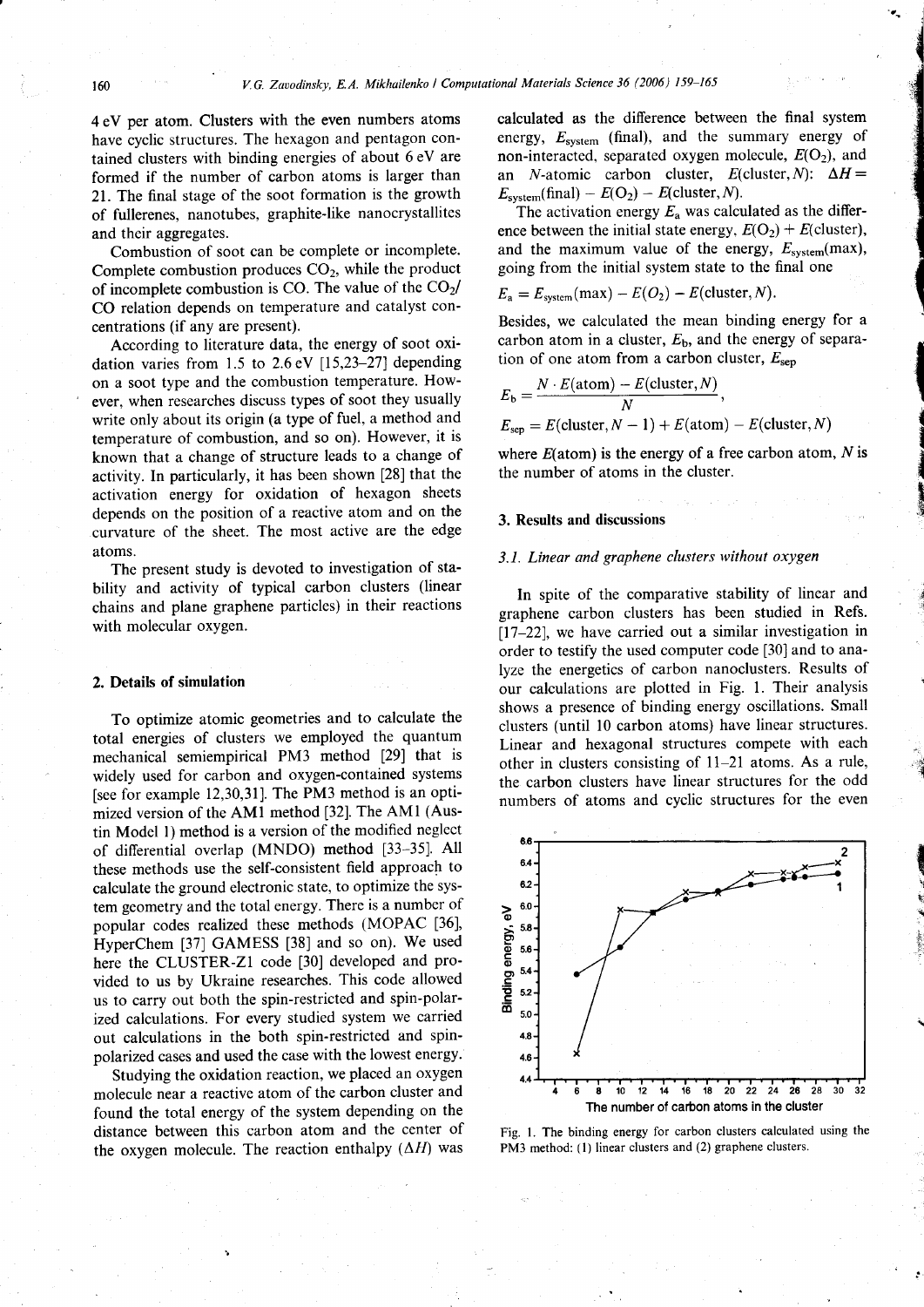4 eV per atom. Clusters with the even numbers atoms have cyclic structures. The hexagon and pentagon contained clusters with binding energies of about 6 eV are formed if the number of carbon atoms is larger than 21. The final stage of the soot formation is the growth of fullerenes, nanotubes, graphite-like nanocrystallites and their aggregates.

Combustion of soot can be complete or incomplete. Complete combustion produces $CO_2$, while the product of incomplete combustion is CO. The value of the $CO_2$/CO relation depends on temperature and catalyst concentrations (if any are present).

According to literature data, the energy of soot oxidation varies from 1.5 to 2.6 eV [15,23–27] depending on a soot type and the combustion temperature. However, when researches discuss types of soot they usually write only about its origin (a type of fuel, a method and temperature of combustion, and so on). However, it is known that a change of structure leads to a change of activity. In particularly, it has been shown [28] that the activation energy for oxidation of hexagon sheets depends on the position of a reactive atom and on the curvature of the sheet. The most active are the edge atoms.

The present study is devoted to investigation of stability and activity of typical carbon clusters (linear chains and plane graphene particles) in their reactions with molecular oxygen.

## 2. Details of simulation

To optimize atomic geometries and to calculate the total energies of clusters we employed the quantum mechanical semiempirical PM3 method [29] that is widely used for carbon and oxygen-contained systems [see for example 12,30,31]. The PM3 method is an optimized version of the AM1 method [32]. The AM1 (Austin Model 1) method is a version of the modified neglect of differential overlap (MNDO) method [33–35]. All these methods use the self-consistent field approach to calculate the ground electronic state, to optimize the system geometry and the total energy. There is a number of popular codes realized these methods (MOPAC [36], HyperChem [37] GAMESS [38] and so on). We used here the CLUSTER-Z1 code [30] developed and provided to us by Ukraine researches. This code allowed us to carry out both the spin-restricted and spin-polarized calculations. For every studied system we carried out calculations in the both spin-restricted and spin-polarized cases and used the case with the lowest energy.

Studying the oxidation reaction, we placed an oxygen molecule near a reactive atom of the carbon cluster and found the total energy of the system depending on the distance between this carbon atom and the center of the oxygen molecule. The reaction enthalpy ($\Delta H$) was calculated as the difference between the final system energy, $E_{\text{system}}$ (final), and the summary energy of non-interacted, separated oxygen molecule, $E(O_2)$, and an $N$-atomic carbon cluster, $E(\text{cluster}, N)$: $\Delta H = E_{\text{system}}(\text{final}) - E(O_2) - E(\text{cluster}, N)$.

The activation energy $E_a$ was calculated as the difference between the initial state energy, $E(O_2) + E(\text{cluster})$, and the maximum value of the energy, $E_{\text{system}}(\text{max})$, going from the initial system state to the final one

$$E_a = E_{\text{system}}(\text{max}) - E(O_2) - E(\text{cluster}, N).$$

Besides, we calculated the mean binding energy for a carbon atom in a cluster, $E_b$, and the energy of separation of one atom from a carbon cluster, $E_{\text{sep}}$

$$E_b = \frac{N \cdot E(\text{atom}) - E(\text{cluster}, N)}{N},$$

$$E_{\text{sep}} = E(\text{cluster}, N-1) + E(\text{atom}) - E(\text{cluster}, N)$$

where $E(\text{atom})$ is the energy of a free carbon atom, $N$ is the number of atoms in the cluster.

## 3. Results and discussions

### 3.1. Linear and graphene clusters without oxygen

In spite of the comparative stability of linear and graphene carbon clusters has been studied in Refs. [17–22], we have carried out a similar investigation in order to testify the used computer code [30] and to analyze the energetics of carbon nanoclusters. Results of our calculations are plotted in Fig. 1. Their analysis shows a presence of binding energy oscillations. Small clusters (until 10 carbon atoms) have linear structures. Linear and hexagonal structures compete with each other in clusters consisting of 11–21 atoms. As a rule, the carbon clusters have linear structures for the odd numbers of atoms and cyclic structures for the even

Fig. 1. The binding energy for carbon clusters calculated using the PM3 method: (1) linear clusters and (2) graphene clusters.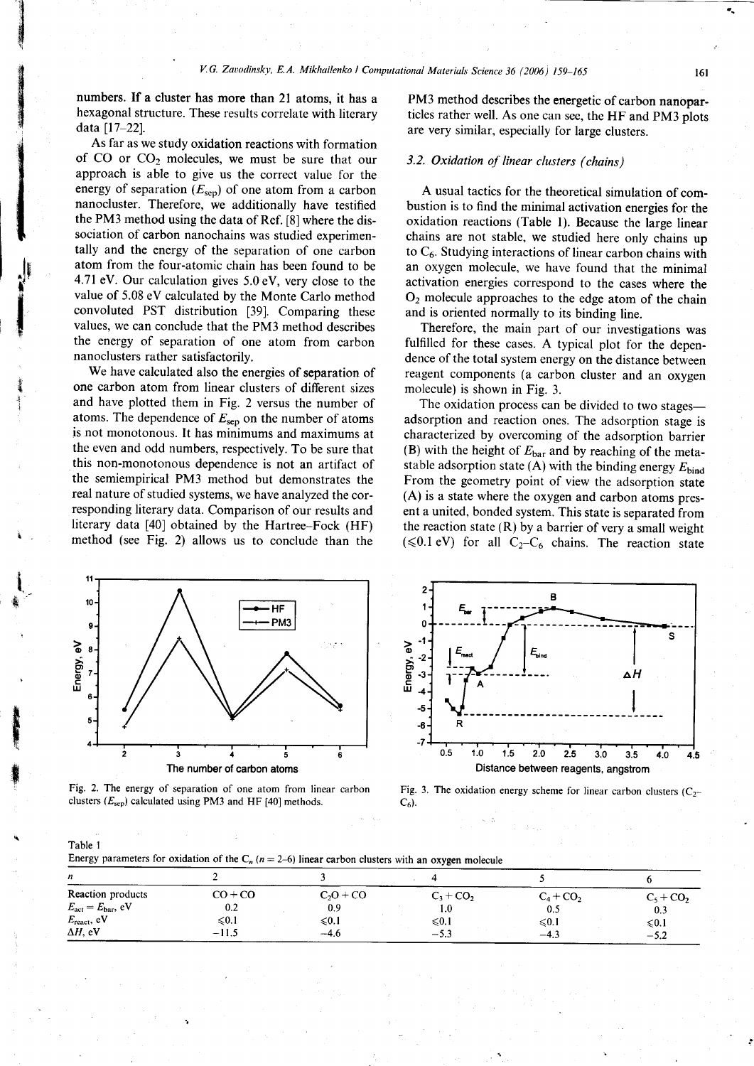numbers. If a cluster has more than 21 atoms, it has a hexagonal structure. These results correlate with literary data [17–22].

As far as we study oxidation reactions with formation of CO or $CO_2$ molecules, we must be sure that our approach is able to give us the correct value for the energy of separation ($E_{sep}$) of one atom from a carbon nanocluster. Therefore, we additionally have testified the PM3 method using the data of Ref. [8] where the dissociation of carbon nanochains was studied experimentally and the energy of the separation of one carbon atom from the four-atomic chain has been found to be 4.71 eV. Our calculation gives 5.0 eV, very close to the value of 5.08 eV calculated by the Monte Carlo method convoluted PST distribution [39]. Comparing these values, we can conclude that the PM3 method describes the energy of separation of one atom from carbon nanoclusters rather satisfactorily.

We have calculated also the energies of separation of one carbon atom from linear clusters of different sizes and have plotted them in Fig. 2 versus the number of atoms. The dependence of $E_{sep}$ on the number of atoms is not monotonous. It has minimums and maximums at the even and odd numbers, respectively. To be sure that this non-monotonous dependence is not an artifact of the semiempirical PM3 method but demonstrates the real nature of studied systems, we have analyzed the corresponding literary data. Comparison of our results and literary data [40] obtained by the Hartree–Fock (HF) method (see Fig. 2) allows us to conclude than the PM3 method describes the energetic of carbon nanoparticles rather well. As one can see, the HF and PM3 plots are very similar, especially for large clusters.

### 3.2. Oxidation of linear clusters (chains)

A usual tactics for the theoretical simulation of combustion is to find the minimal activation energies for the oxidation reactions (Table 1). Because the large linear chains are not stable, we studied here only chains up to $C_6$. Studying interactions of linear carbon chains with an oxygen molecule, we have found that the minimal activation energies correspond to the cases where the $O_2$ molecule approaches to the edge atom of the chain and is oriented normally to its binding line.

Therefore, the main part of our investigations was fulfilled for these cases. A typical plot for the dependence of the total system energy on the distance between reagent components (a carbon cluster and an oxygen molecule) is shown in Fig. 3.

The oxidation process can be divided to two stages—adsorption and reaction ones. The adsorption stage is characterized by overcoming of the adsorption barrier (B) with the height of $E_{bar}$ and by reaching of the metastable adsorption state (A) with the binding energy $E_{bind}$. From the geometry point of view the adsorption state (A) is a state where the oxygen and carbon atoms present a united, bonded system. This state is separated from the reaction state (R) by a barrier of very a small weight ($\leqslant$0.1 eV) for all $C_2$–$C_6$ chains. The reaction state

Fig. 2. The energy of separation of one atom from linear carbon clusters ($E_{sep}$) calculated using PM3 and HF [40] methods.

Fig. 3. The oxidation energy scheme for linear carbon clusters ($C_2$–$C_6$).

Table 1

Energy parameters for oxidation of the $C_n$ ($n = 2$–$6$) linear carbon clusters with an oxygen molecule

| $n$ | 2 | 3 | 4 | 5 | 6 |
|---|---|---|---|---|---|
| Reaction products | $CO + CO$ | $C_2O + CO$ | $C_3 + CO_2$ | $C_4 + CO_2$ | $C_5 + CO_2$ |
| $E_{act} = E_{bar}$, eV | 0.2 | 0.9 | 1.0 | 0.5 | 0.3 |
| $E_{react}$, eV | $\leqslant$0.1 | $\leqslant$0.1 | $\leqslant$0.1 | $\leqslant$0.1 | $\leqslant$0.1 |
| $\Delta H$, eV | −11.5 | −4.6 | −5.3 | −4.3 | −5.2 |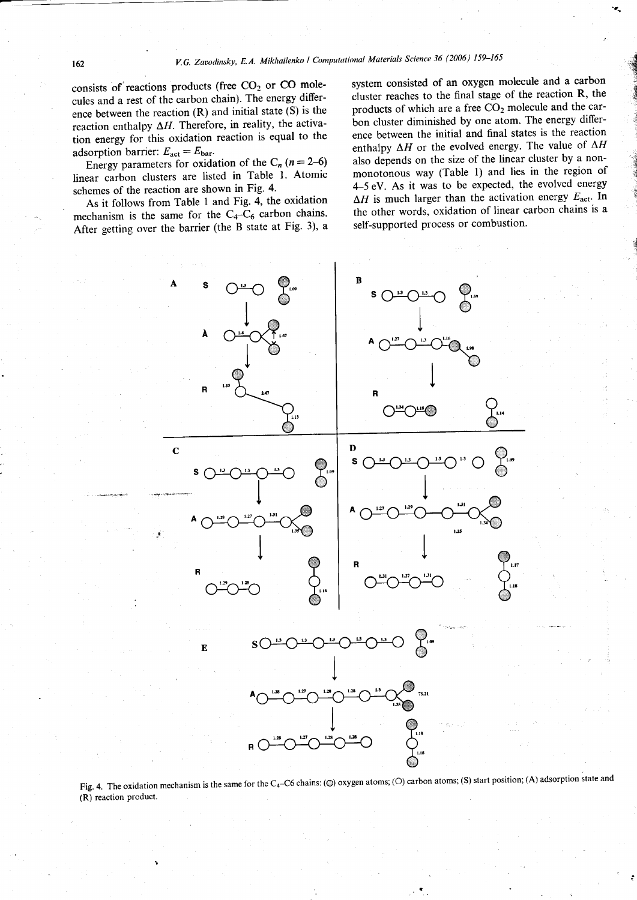consists of reactions products (free $CO_2$ or CO molecules and a rest of the carbon chain). The energy difference between the reaction (R) and initial state (S) is the reaction enthalpy $\Delta H$. Therefore, in reality, the activation energy for this oxidation reaction is equal to the adsorption barrier: $E_{act} = E_{bar}$.

Energy parameters for oxidation of the $C_n$ ($n = 2$–$6$) linear carbon clusters are listed in Table 1. Atomic schemes of the reaction are shown in Fig. 4.

As it follows from Table 1 and Fig. 4, the oxidation mechanism is the same for the $C_4$–$C_6$ carbon chains. After getting over the barrier (the B state at Fig. 3), a system consisted of an oxygen molecule and a carbon cluster reaches to the final stage of the reaction R, the products of which are a free $CO_2$ molecule and the carbon cluster diminished by one atom. The energy difference between the initial and final states is the reaction enthalpy $\Delta H$ or the evolved energy. The value of $\Delta H$ also depends on the size of the linear cluster by a non-monotonous way (Table 1) and lies in the region of 4–5 eV. As it was to be expected, the evolved energy $\Delta H$ is much larger than the activation energy $E_{act}$. In the other words, oxidation of linear carbon chains is a self-supported process or combustion.

Fig. 4. The oxidation mechanism is the same for the $C_4$–C6 chains: (◎) oxygen atoms; (○) carbon atoms; (S) start position; (A) adsorption state and (R) reaction product.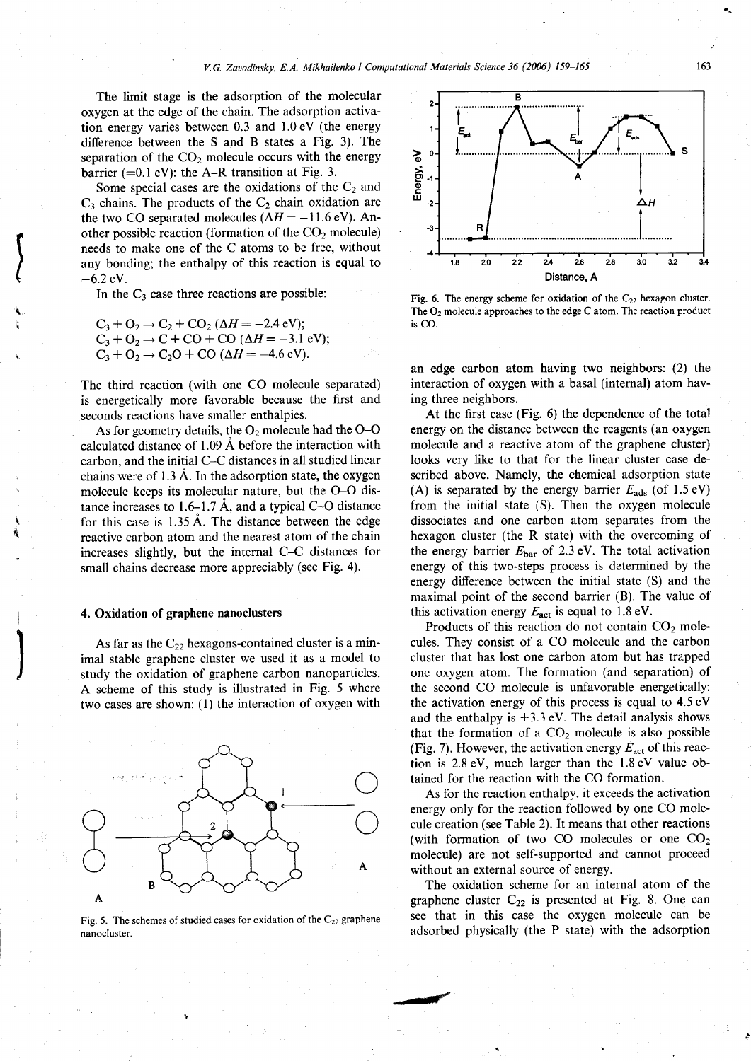The limit stage is the adsorption of the molecular oxygen at the edge of the chain. The adsorption activation energy varies between 0.3 and 1.0 eV (the energy difference between the S and B states a Fig. 3). The separation of the $CO_2$ molecule occurs with the energy barrier (=0.1 eV): the A–R transition at Fig. 3.

Some special cases are the oxidations of the $C_2$ and $C_3$ chains. The products of the $C_2$ chain oxidation are the two CO separated molecules ($\Delta H = -11.6$ eV). Another possible reaction (formation of the $CO_2$ molecule) needs to make one of the C atoms to be free, without any bonding; the enthalpy of this reaction is equal to −6.2 eV.

In the $C_3$ case three reactions are possible:

$$C_3 + O_2 \rightarrow C_2 + CO_2 \ (\Delta H = -2.4 \text{ eV});$$
$$C_3 + O_2 \rightarrow C + CO + CO \ (\Delta H = -3.1 \text{ eV});$$
$$C_3 + O_2 \rightarrow C_2O + CO \ (\Delta H = -4.6 \text{ eV}).$$

The third reaction (with one CO molecule separated) is energetically more favorable because the first and seconds reactions have smaller enthalpies.

As for geometry details, the $O_2$ molecule had the O–O calculated distance of 1.09 Å before the interaction with carbon, and the initial C–C distances in all studied linear chains were of 1.3 Å. In the adsorption state, the oxygen molecule keeps its molecular nature, but the O–O distance increases to 1.6–1.7 Å, and a typical C–O distance for this case is 1.35 Å. The distance between the edge reactive carbon atom and the nearest atom of the chain increases slightly, but the internal C–C distances for small chains decrease more appreciably (see Fig. 4).

## 4. Oxidation of graphene nanoclusters

As far as the $C_{22}$ hexagons-contained cluster is a minimal stable graphene cluster we used it as a model to study the oxidation of graphene carbon nanoparticles. A scheme of this study is illustrated in Fig. 5 where two cases are shown: (1) the interaction of oxygen with an edge carbon atom having two neighbors: (2) the interaction of oxygen with a basal (internal) atom having three neighbors.

Fig. 5. The schemes of studied cases for oxidation of the $C_{22}$ graphene nanocluster.

Fig. 6. The energy scheme for oxidation of the $C_{22}$ hexagon cluster. The $O_2$ molecule approaches to the edge C atom. The reaction product is CO.

At the first case (Fig. 6) the dependence of the total energy on the distance between the reagents (an oxygen molecule and a reactive atom of the graphene cluster) looks very like to that for the linear cluster case described above. Namely, the chemical adsorption state (A) is separated by the energy barrier $E_{ads}$ (of 1.5 eV) from the initial state (S). Then the oxygen molecule dissociates and one carbon atom separates from the hexagon cluster (the R state) with the overcoming of the energy barrier $E_{bar}$ of 2.3 eV. The total activation energy of this two-steps process is determined by the energy difference between the initial state (S) and the maximal point of the second barrier (B). The value of this activation energy $E_{act}$ is equal to 1.8 eV.

Products of this reaction do not contain $CO_2$ molecules. They consist of a CO molecule and the carbon cluster that has lost one carbon atom but has trapped one oxygen atom. The formation (and separation) of the second CO molecule is unfavorable energetically: the activation energy of this process is equal to 4.5 eV and the enthalpy is +3.3 eV. The detail analysis shows that the formation of a $CO_2$ molecule is also possible (Fig. 7). However, the activation energy $E_{act}$ of this reaction is 2.8 eV, much larger than the 1.8 eV value obtained for the reaction with the CO formation.

As for the reaction enthalpy, it exceeds the activation energy only for the reaction followed by one CO molecule creation (see Table 2). It means that other reactions (with formation of two CO molecules or one $CO_2$ molecule) are not self-supported and cannot proceed without an external source of energy.

The oxidation scheme for an internal atom of the graphene cluster $C_{22}$ is presented at Fig. 8. One can see that in this case the oxygen molecule can be adsorbed physically (the P state) with the adsorption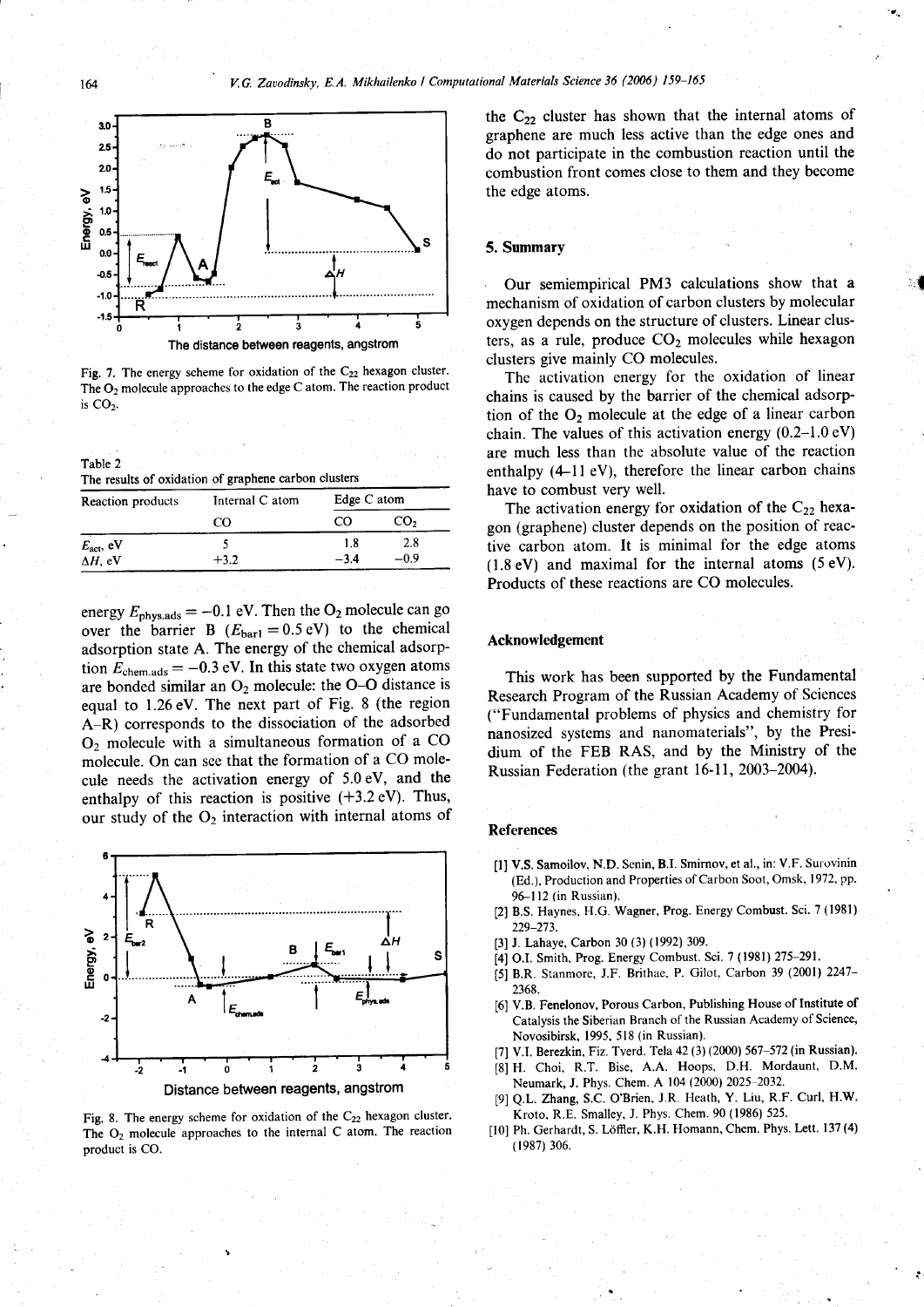Fig. 7. The energy scheme for oxidation of the $C_{22}$ hexagon cluster. The $O_2$ molecule approaches to the edge C atom. The reaction product is $CO_2$.

Table 2
The results of oxidation of graphene carbon clusters

| Reaction products | Internal C atom | Edge C atom | |
|---|---|---|---|
| | CO | CO | $CO_2$ |
| $E_{act}$, eV | 5 | 1.8 | 2.8 |
| $\Delta H$, eV | +3.2 | −3.4 | −0.9 |

energy $E_{phys.ads} = -0.1$ eV. Then the $O_2$ molecule can go over the barrier B ($E_{bar1} = 0.5$ eV) to the chemical adsorption state A. The energy of the chemical adsorption $E_{chem.ads} = -0.3$ eV. In this state two oxygen atoms are bonded similar an $O_2$ molecule: the O–O distance is equal to 1.26 eV. The next part of Fig. 8 (the region A–R) corresponds to the dissociation of the adsorbed $O_2$ molecule with a simultaneous formation of a CO molecule. On can see that the formation of a CO molecule needs the activation energy of 5.0 eV, and the enthalpy of this reaction is positive (+3.2 eV). Thus, our study of the $O_2$ interaction with internal atoms of

Fig. 8. The energy scheme for oxidation of the $C_{22}$ hexagon cluster. The $O_2$ molecule approaches to the internal C atom. The reaction product is CO.

the $C_{22}$ cluster has shown that the internal atoms of graphene are much less active than the edge ones and do not participate in the combustion reaction until the combustion front comes close to them and they become the edge atoms.

## 5. Summary

Our semiempirical PM3 calculations show that a mechanism of oxidation of carbon clusters by molecular oxygen depends on the structure of clusters. Linear clusters, as a rule, produce $CO_2$ molecules while hexagon clusters give mainly CO molecules.

The activation energy for the oxidation of linear chains is caused by the barrier of the chemical adsorption of the $O_2$ molecule at the edge of a linear carbon chain. The values of this activation energy (0.2–1.0 eV) are much less than the absolute value of the reaction enthalpy (4–11 eV), therefore the linear carbon chains have to combust very well.

The activation energy for oxidation of the $C_{22}$ hexagon (graphene) cluster depends on the position of reactive carbon atom. It is minimal for the edge atoms (1.8 eV) and maximal for the internal atoms (5 eV). Products of these reactions are CO molecules.

## Acknowledgement

This work has been supported by the Fundamental Research Program of the Russian Academy of Sciences ("Fundamental problems of physics and chemistry for nanosized systems and nanomaterials", by the Presidium of the FEB RAS, and by the Ministry of the Russian Federation (the grant 16-11, 2003–2004).

## References

[1] V.S. Samoilov, N.D. Senin, B.I. Smirnov, et al., in: V.F. Surovinin (Ed.), Production and Properties of Carbon Soot, Omsk, 1972, pp. 96–112 (in Russian).

[2] B.S. Haynes, H.G. Wagner, Prog. Energy Combust. Sci. 7 (1981) 229–273.

[3] J. Lahaye, Carbon 30 (3) (1992) 309.

[4] O.I. Smith, Prog. Energy Combust. Sci. 7 (1981) 275–291.

[5] B.R. Stanmore, J.F. Brithae, P. Gilot, Carbon 39 (2001) 2247–2368.

[6] V.B. Fenelonov, Porous Carbon, Publishing House of Institute of Catalysis the Siberian Branch of the Russian Academy of Science, Novosibirsk, 1995, 518 (in Russian).

[7] V.I. Berezkin, Fiz. Tverd. Tela 42 (3) (2000) 567–572 (in Russian).

[8] H. Choi, R.T. Bise, A.A. Hoops, D.H. Mordaunt, D.M. Neumark, J. Phys. Chem. A 104 (2000) 2025–2032.

[9] Q.L. Zhang, S.C. O'Brien, J.R. Heath, Y. Liu, R.F. Curl, H.W. Kroto, R.E. Smalley, J. Phys. Chem. 90 (1986) 525.

[10] Ph. Gerhardt, S. Löffler, K.H. Homann, Chem. Phys. Lett. 137 (4) (1987) 306.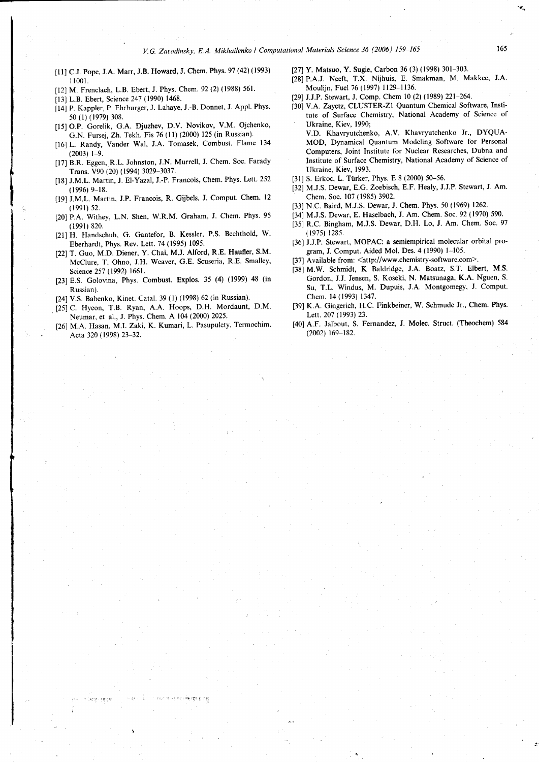[11] C.J. Pope, J.A. Marr, J.B. Howard, J. Chem. Phys. 97 (42) (1993) 11001.

[12] M. Frenclach, L.B. Ebert, J. Phys. Chem. 92 (2) (1988) 561.

[13] L.B. Ebert, Science 247 (1990) 1468.

[14] P. Kappler, P. Ehrburger, J. Lahaye, J.-B. Donnet, J. Appl. Phys. 50 (1) (1979) 308.

[15] O.P. Gorelik, G.A. Djuzhev, D.V. Novikov, V.M. Ojchenko, G.N. Fursej, Zh. Tekh. Fis 76 (11) (2000) 125 (in Russian).

[16] L. Randy, Vander Wal, J.A. Tomasek, Combust. Flame 134 (2003) 1–9.

[17] B.R. Eggen, R.L. Johnston, J.N. Murrell, J. Chem. Soc. Farady Trans. V90 (20) (1994) 3029–3037.

[18] J.M.L. Martin, J. El-Yazal, J.-P. Francois, Chem. Phys. Lett. 252 (1996) 9–18.

[19] J.M.L. Martin, J.P. Francois, R. Gijbels, J. Comput. Chem. 12 (1991) 52.

[20] P.A. Withey, L.N. Shen, W.R.M. Graham, J. Chem. Phys. 95 (1991) 820.

[21] H. Handschuh, G. Gantefor, B. Kessler, P.S. Bechthold, W. Eberhardt, Phys. Rev. Lett. 74 (1995) 1095.

[22] T. Guo, M.D. Diener, Y. Chai, M.J. Alford, R.E. Haufler, S.M. McClure, T. Ohno, J.H. Weaver, G.E. Scuseria, R.E. Smalley, Science 257 (1992) 1661.

[23] E.S. Golovina, Phys. Combust. Explos. 35 (4) (1999) 48 (in Russian).

[24] V.S. Babenko, Kinet. Catal. 39 (1) (1998) 62 (in Russian).

[25] C. Hyeon, T.B. Ryan, A.A. Hoops, D.H. Mordaunt, D.M. Neumar, et al., J. Phys. Chem. A 104 (2000) 2025.

[26] M.A. Hasan, M.I. Zaki, K. Kumari, L. Pasupulety, Termochim. Acta 320 (1998) 23–32.

[27] Y. Matsuo, Y. Sugie, Carbon 36 (3) (1998) 301–303.

[28] P.A.J. Neeft, T.X. Nijhuis, E. Smakman, M. Makkee, J.A. Moulijn, Fuel 76 (1997) 1129–1136.

[29] J.J.P. Stewart, J. Comp. Chem 10 (2) (1989) 221–264.

[30] V.A. Zayetz, CLUSTER-Z1 Quantum Chemical Software, Institute of Surface Chemistry, National Academy of Science of Ukraine, Kiev, 1990;
V.D. Khavryutchenko, A.V. Khavryutchenko Jr., DYQUAMOD, Dynamical Quantum Modeling Software for Personal Computers, Joint Institute for Nuclear Researches, Dubna and Institute of Surface Chemistry, National Academy of Science of Ukraine, Kiev, 1993.

[31] S. Erkoc, L. Türker, Phys. E 8 (2000) 50–56.

[32] M.J.S. Dewar, E.G. Zoebisch, E.F. Healy, J.J.P. Stewart, J. Am. Chem. Soc. 107 (1985) 3902.

[33] N.C. Baird, M.J.S. Dewar, J. Chem. Phys. 50 (1969) 1262.

[34] M.J.S. Dewar, E. Haselbach, J. Am. Chem. Soc. 92 (1970) 590.

[35] R.C. Bingham, M.J.S. Dewar, D.H. Lo, J. Am. Chem. Soc. 97 (1975) 1285.

[36] J.J.P. Stewart, MOPAC: a semiempirical molecular orbital program, J. Comput. Aided Mol. Des. 4 (1990) 1–105.

[37] Available from: <http://www.chemistry-software.com>.

[38] M.W. Schmidt, K Baldridge, J.A. Boatz, S.T. Elbert, M.S. Gordon, J.J. Jensen, S. Koseki, N. Matsunaga, K.A. Nguen, S. Su, T.L. Windus, M. Dupuis, J.A. Montgomegy, J. Comput. Chem. 14 (1993) 1347.

[39] K.A. Gingerich, H.C. Finkbeiner, W. Schmude Jr., Chem. Phys. Lett. 207 (1993) 23.

[40] A.F. Jalbout, S. Fernandez, J. Molec. Struct. (Theochem) 584 (2002) 169–182.